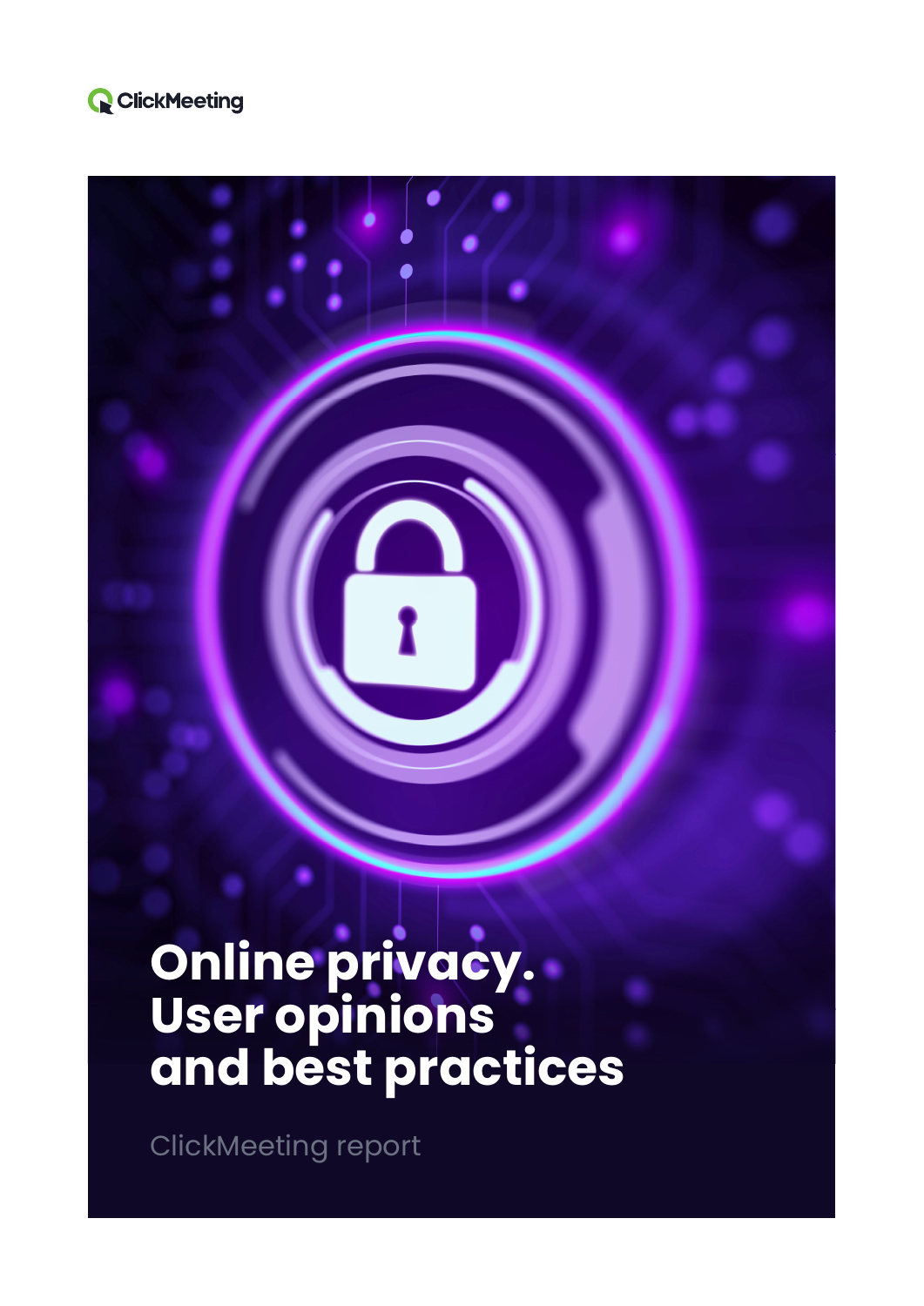ClickMeeting

# Online privacy. User opinions and best practices

ClickMeeting report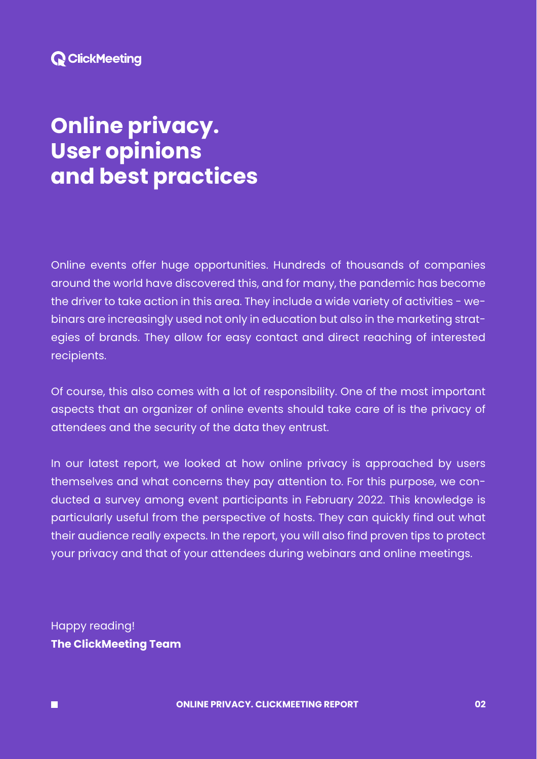ClickMeeting

# Online privacy. User opinions and best practices

Online events offer huge opportunities. Hundreds of thousands of companies around the world have discovered this, and for many, the pandemic has become the driver to take action in this area. They include a wide variety of activities - webinars are increasingly used not only in education but also in the marketing strategies of brands. They allow for easy contact and direct reaching of interested recipients.

Of course, this also comes with a lot of responsibility. One of the most important aspects that an organizer of online events should take care of is the privacy of attendees and the security of the data they entrust.

In our latest report, we looked at how online privacy is approached by users themselves and what concerns they pay attention to. For this purpose, we conducted a survey among event participants in February 2022. This knowledge is particularly useful from the perspective of hosts. They can quickly find out what their audience really expects. In the report, you will also find proven tips to protect your privacy and that of your attendees during webinars and online meetings.

Happy reading!
**The ClickMeeting Team**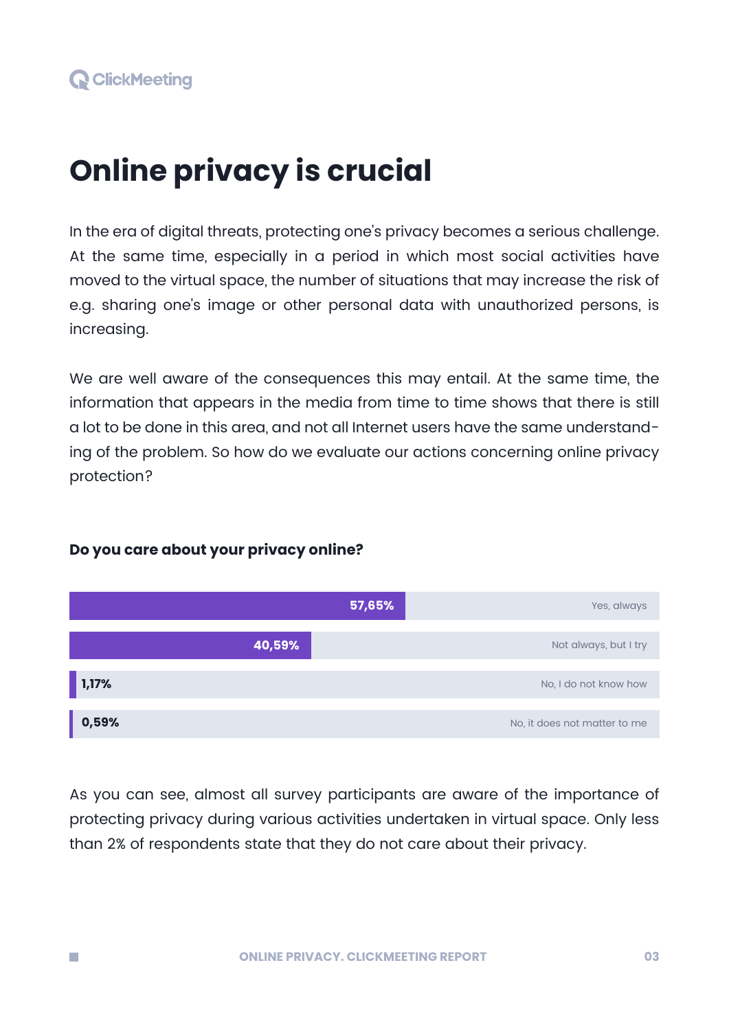# Online privacy is crucial

In the era of digital threats, protecting one's privacy becomes a serious challenge. At the same time, especially in a period in which most social activities have moved to the virtual space, the number of situations that may increase the risk of e.g. sharing one's image or other personal data with unauthorized persons, is increasing.

We are well aware of the consequences this may entail. At the same time, the information that appears in the media from time to time shows that there is still a lot to be done in this area, and not all Internet users have the same understanding of the problem. So how do we evaluate our actions concerning online privacy protection?

**Do you care about your privacy online?**

| Answer | Share |
| --- | --- |
| Yes, always | 57,65% |
| Not always, but I try | 40,59% |
| No, I do not know how | 1,17% |
| No, it does not matter to me | 0,59% |

As you can see, almost all survey participants are aware of the importance of protecting privacy during various activities undertaken in virtual space. Only less than 2% of respondents state that they do not care about their privacy.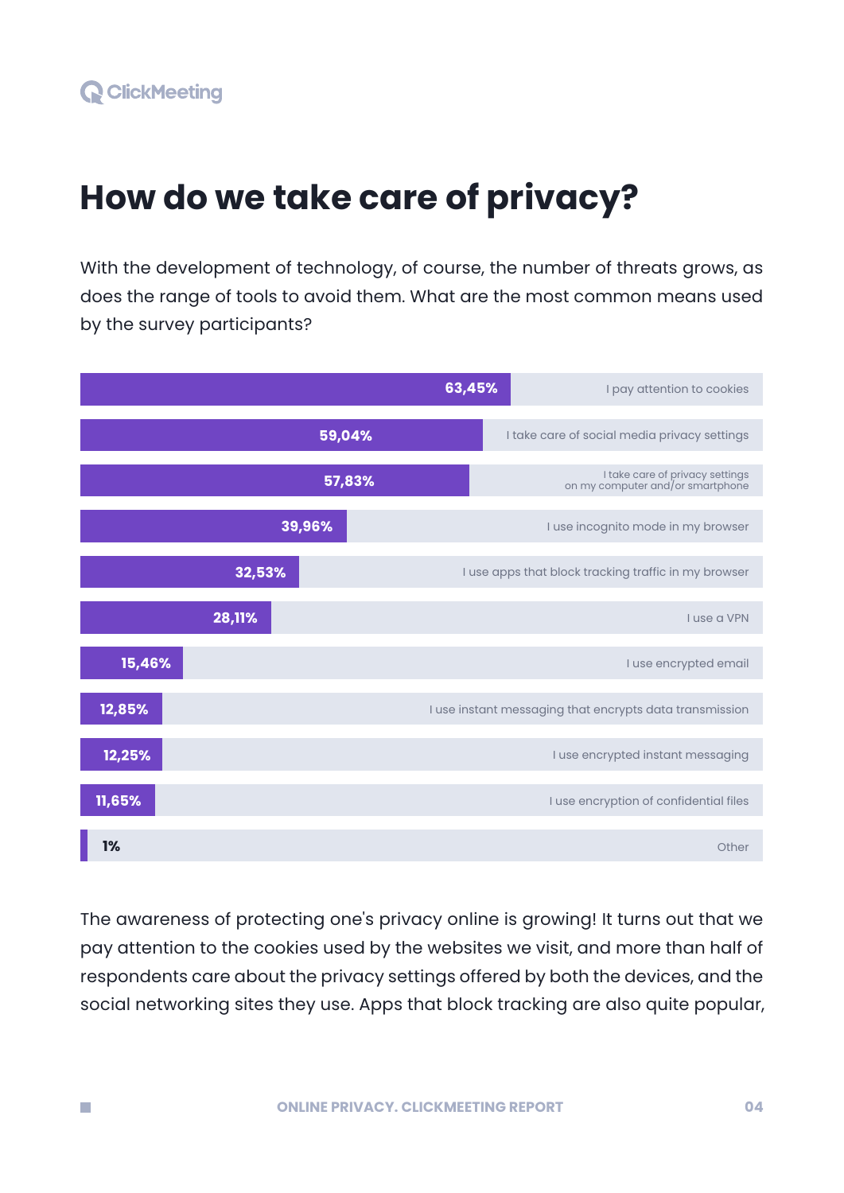# How do we take care of privacy?

With the development of technology, of course, the number of threats grows, as does the range of tools to avoid them. What are the most common means used by the survey participants?

| Means | Percentage |
|---|---|
| I pay attention to cookies | 63,45% |
| I take care of social media privacy settings | 59,04% |
| I take care of privacy settings on my computer and/or smartphone | 57,83% |
| I use incognito mode in my browser | 39,96% |
| I use apps that block tracking traffic in my browser | 32,53% |
| I use a VPN | 28,11% |
| I use encrypted email | 15,46% |
| I use instant messaging that encrypts data transmission | 12,85% |
| I use encrypted instant messaging | 12,25% |
| I use encryption of confidential files | 11,65% |
| Other | 1% |

The awareness of protecting one's privacy online is growing! It turns out that we pay attention to the cookies used by the websites we visit, and more than half of respondents care about the privacy settings offered by both the devices, and the social networking sites they use. Apps that block tracking are also quite popular,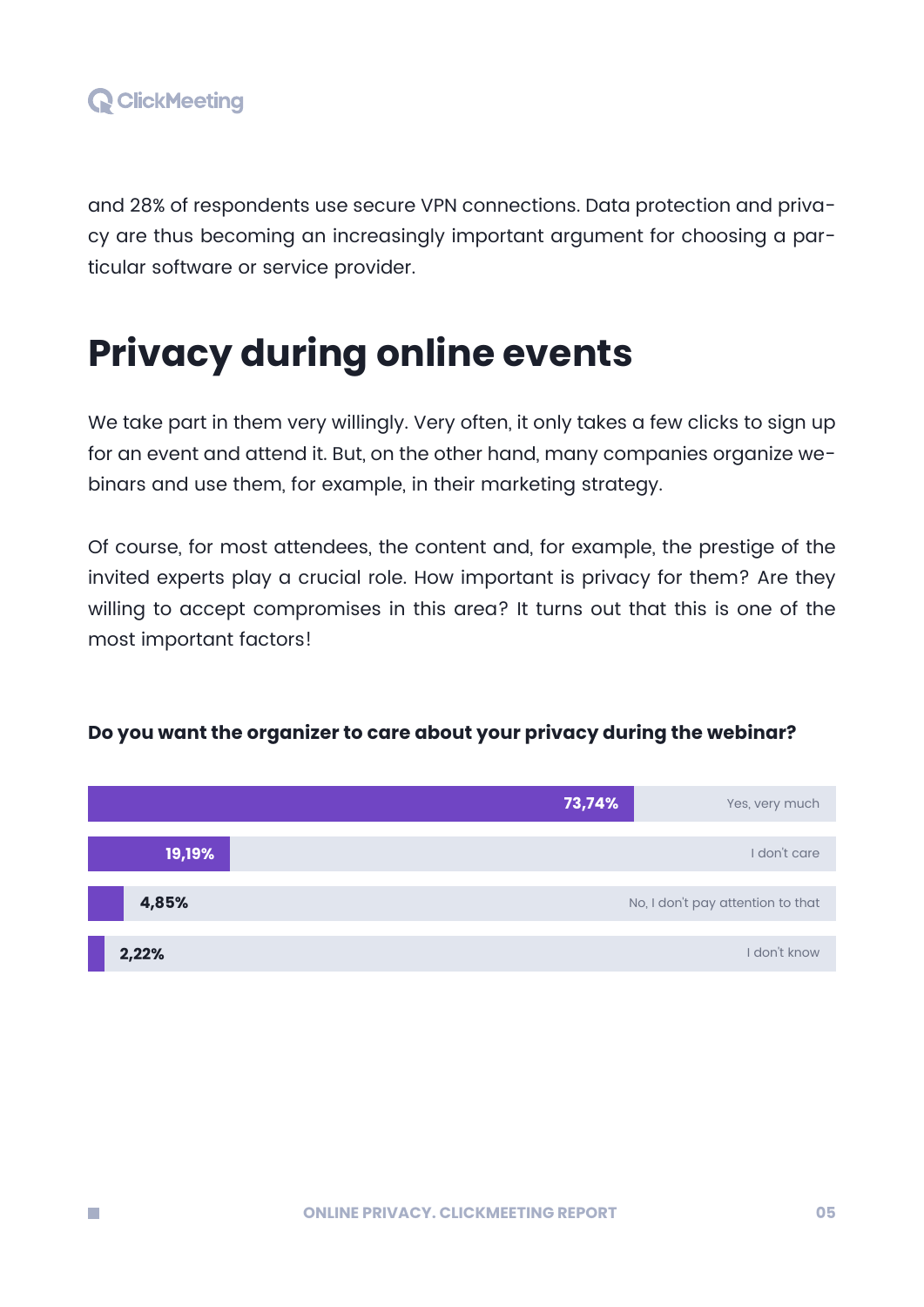and 28% of respondents use secure VPN connections. Data protection and privacy are thus becoming an increasingly important argument for choosing a particular software or service provider.

## Privacy during online events

We take part in them very willingly. Very often, it only takes a few clicks to sign up for an event and attend it. But, on the other hand, many companies organize webinars and use them, for example, in their marketing strategy.

Of course, for most attendees, the content and, for example, the prestige of the invited experts play a crucial role. How important is privacy for them? Are they willing to accept compromises in this area? It turns out that this is one of the most important factors!

**Do you want the organizer to care about your privacy during the webinar?**

| Answer | Percentage |
|---|---|
| Yes, very much | 73,74% |
| I don't care | 19,19% |
| No, I don't pay attention to that | 4,85% |
| I don't know | 2,22% |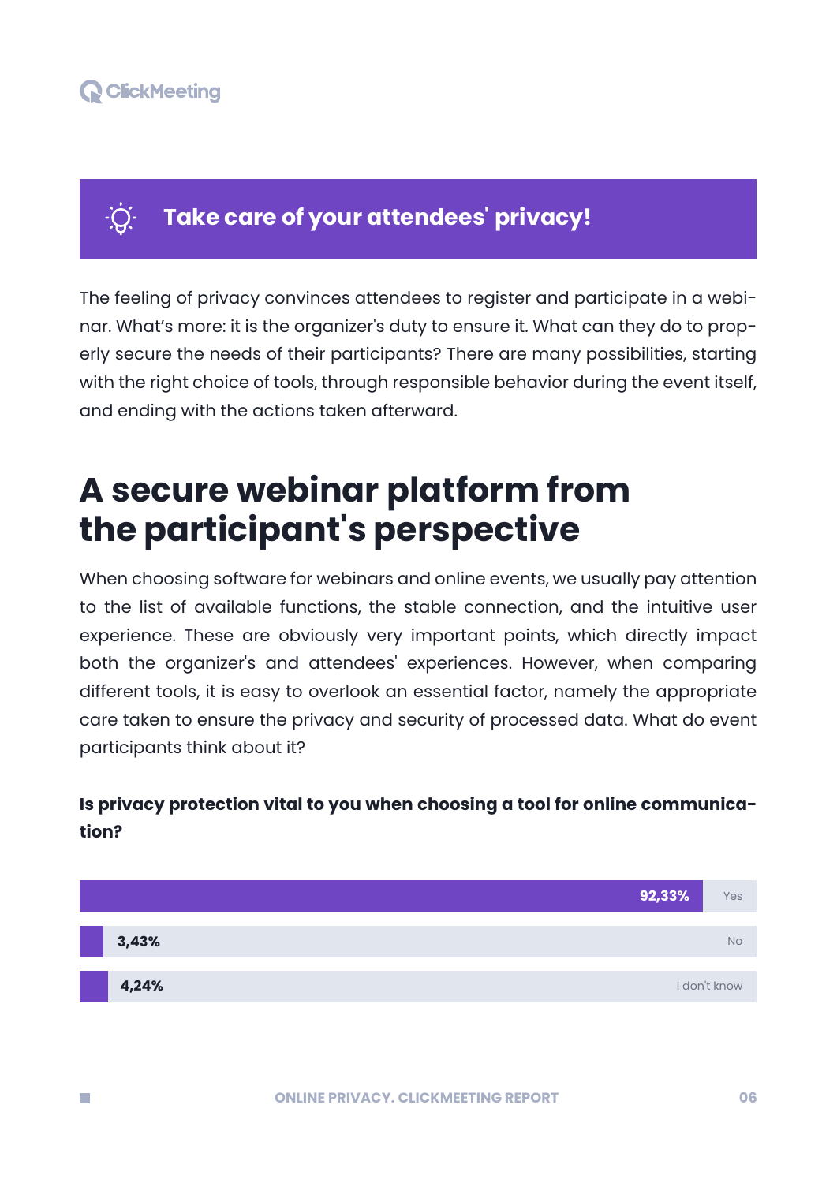## Take care of your attendees' privacy!

The feeling of privacy convinces attendees to register and participate in a webinar. What's more: it is the organizer's duty to ensure it. What can they do to properly secure the needs of their participants? There are many possibilities, starting with the right choice of tools, through responsible behavior during the event itself, and ending with the actions taken afterward.

# A secure webinar platform from the participant's perspective

When choosing software for webinars and online events, we usually pay attention to the list of available functions, the stable connection, and the intuitive user experience. These are obviously very important points, which directly impact both the organizer's and attendees' experiences. However, when comparing different tools, it is easy to overlook an essential factor, namely the appropriate care taken to ensure the privacy and security of processed data. What do event participants think about it?

**Is privacy protection vital to you when choosing a tool for online communication?**

| Answer | Percentage |
| --- | --- |
| Yes | 92,33% |
| No | 3,43% |
| I don't know | 4,24% |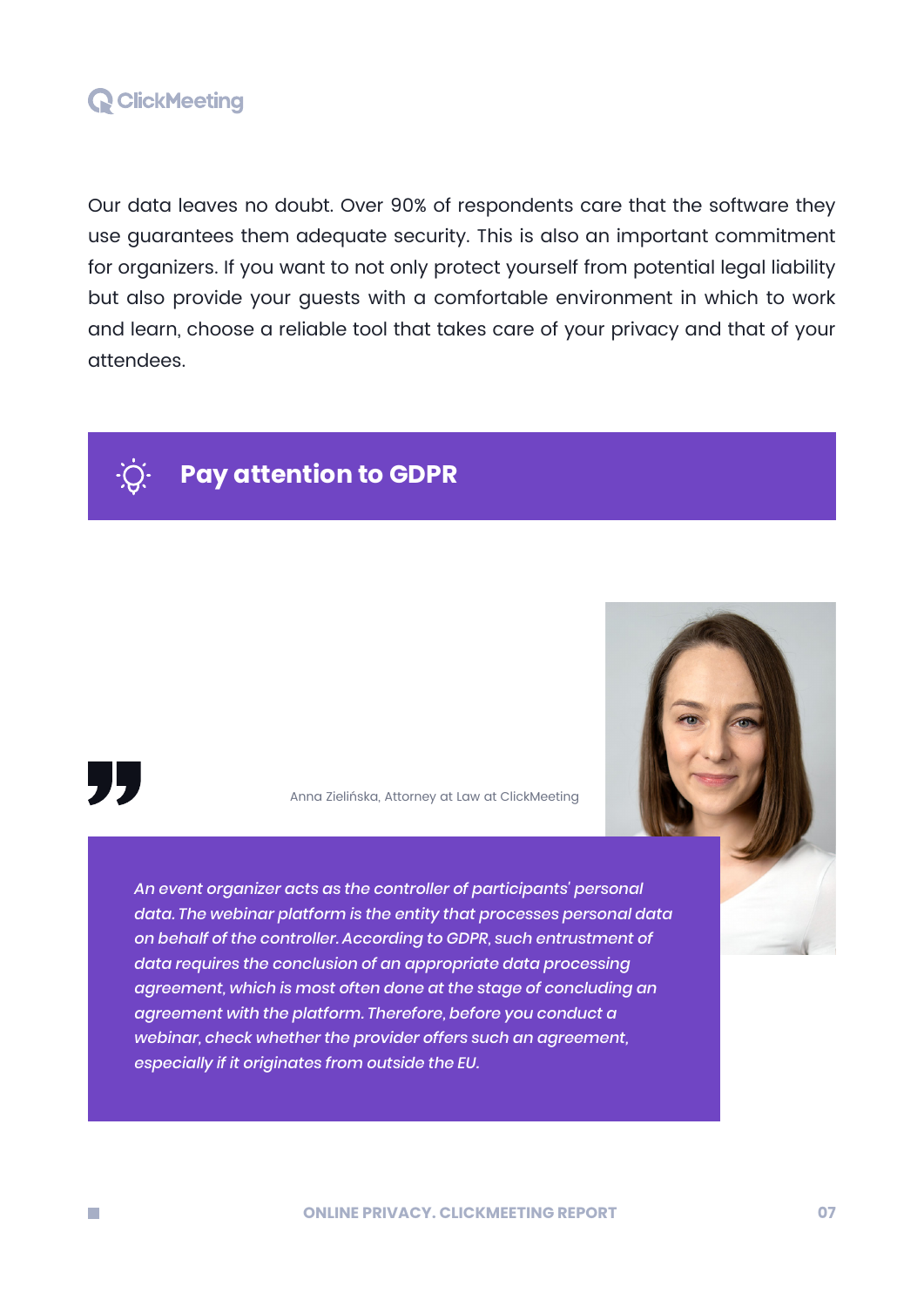Our data leaves no doubt. Over 90% of respondents care that the software they use guarantees them adequate security. This is also an important commitment for organizers. If you want to not only protect yourself from potential legal liability but also provide your guests with a comfortable environment in which to work and learn, choose a reliable tool that takes care of your privacy and that of your attendees.

## Pay attention to GDPR

Anna Zielińska, Attorney at Law at ClickMeeting

*An event organizer acts as the controller of participants' personal data. The webinar platform is the entity that processes personal data on behalf of the controller. According to GDPR, such entrustment of data requires the conclusion of an appropriate data processing agreement, which is most often done at the stage of concluding an agreement with the platform. Therefore, before you conduct a webinar, check whether the provider offers such an agreement, especially if it originates from outside the EU.*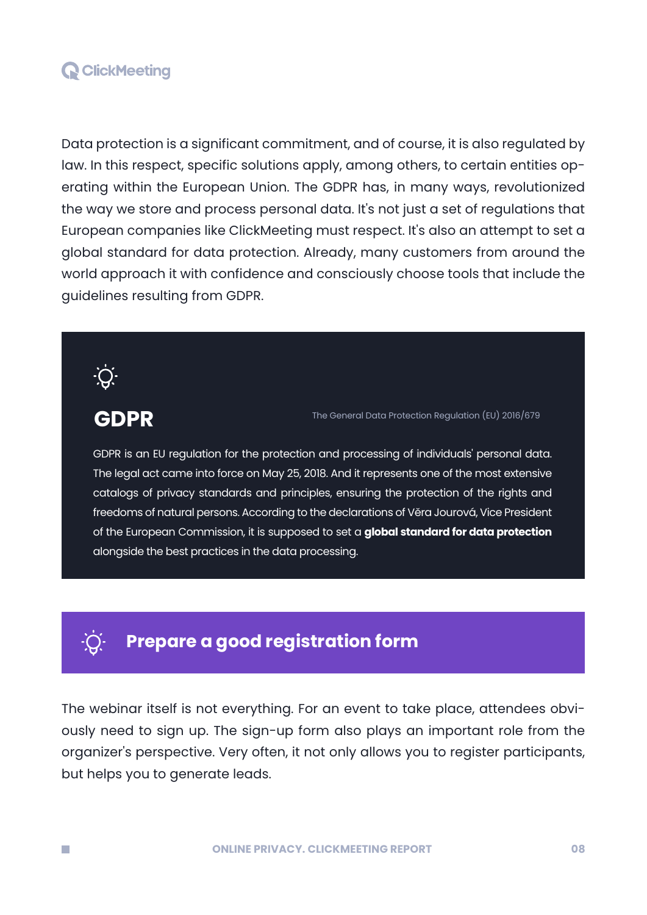Data protection is a significant commitment, and of course, it is also regulated by law. In this respect, specific solutions apply, among others, to certain entities operating within the European Union. The GDPR has, in many ways, revolutionized the way we store and process personal data. It's not just a set of regulations that European companies like ClickMeeting must respect. It's also an attempt to set a global standard for data protection. Already, many customers from around the world approach it with confidence and consciously choose tools that include the guidelines resulting from GDPR.

## GDPR

The General Data Protection Regulation (EU) 2016/679

GDPR is an EU regulation for the protection and processing of individuals' personal data. The legal act came into force on May 25, 2018. And it represents one of the most extensive catalogs of privacy standards and principles, ensuring the protection of the rights and freedoms of natural persons. According to the declarations of Věra Jourová, Vice President of the European Commission, it is supposed to set a **global standard for data protection** alongside the best practices in the data processing.

## Prepare a good registration form

The webinar itself is not everything. For an event to take place, attendees obviously need to sign up. The sign-up form also plays an important role from the organizer's perspective. Very often, it not only allows you to register participants, but helps you to generate leads.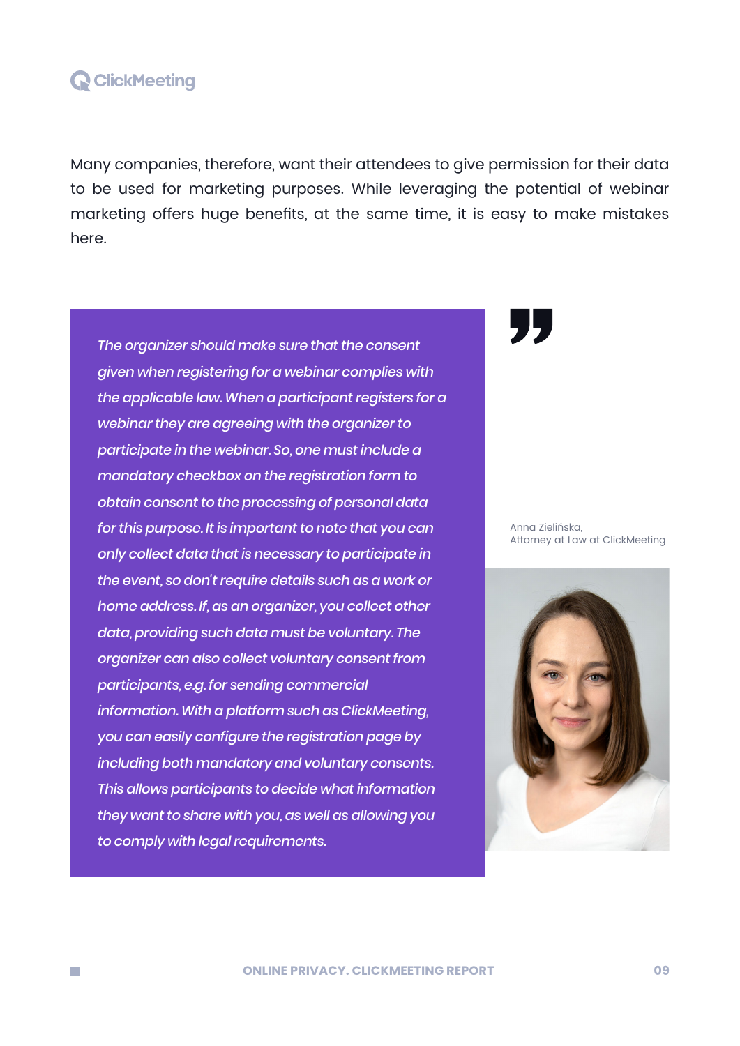Many companies, therefore, want their attendees to give permission for their data to be used for marketing purposes. While leveraging the potential of webinar marketing offers huge benefits, at the same time, it is easy to make mistakes here.

> *The organizer should make sure that the consent given when registering for a webinar complies with the applicable law. When a participant registers for a webinar they are agreeing with the organizer to participate in the webinar. So, one must include a mandatory checkbox on the registration form to obtain consent to the processing of personal data for this purpose. It is important to note that you can only collect data that is necessary to participate in the event, so don't require details such as a work or home address. If, as an organizer, you collect other data, providing such data must be voluntary. The organizer can also collect voluntary consent from participants, e.g. for sending commercial information. With a platform such as ClickMeeting, you can easily configure the registration page by including both mandatory and voluntary consents. This allows participants to decide what information they want to share with you, as well as allowing you to comply with legal requirements.*

Anna Zielińska,
Attorney at Law at ClickMeeting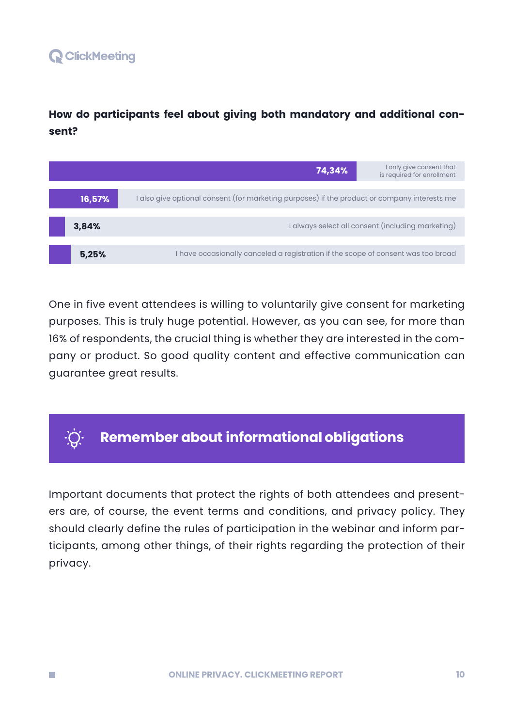**How do participants feel about giving both mandatory and additional consent?**

| Percentage | Answer |
| --- | --- |
| 74,34% | I only give consent that is required for enrollment |
| 16,57% | I also give optional consent (for marketing purposes) if the product or company interests me |
| 3,84% | I always select all consent (including marketing) |
| 5,25% | I have occasionally canceled a registration if the scope of consent was too broad |

One in five event attendees is willing to voluntarily give consent for marketing purposes. This is truly huge potential. However, as you can see, for more than 16% of respondents, the crucial thing is whether they are interested in the company or product. So good quality content and effective communication can guarantee great results.

## Remember about informational obligations

Important documents that protect the rights of both attendees and presenters are, of course, the event terms and conditions, and privacy policy. They should clearly define the rules of participation in the webinar and inform participants, among other things, of their rights regarding the protection of their privacy.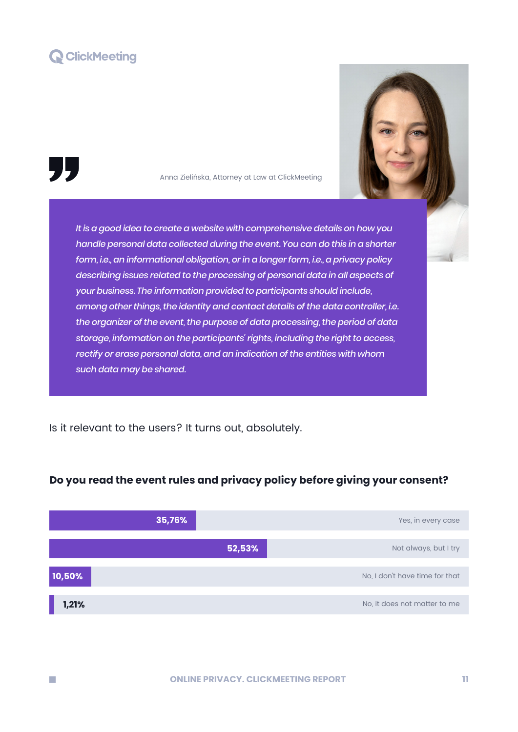Anna Zielińska, Attorney at Law at ClickMeeting

*It is a good idea to create a website with comprehensive details on how you handle personal data collected during the event. You can do this in a shorter form, i.e., an informational obligation, or in a longer form, i.e., a privacy policy describing issues related to the processing of personal data in all aspects of your business. The information provided to participants should include, among other things, the identity and contact details of the data controller, i.e. the organizer of the event, the purpose of data processing, the period of data storage, information on the participants' rights, including the right to access, rectify or erase personal data, and an indication of the entities with whom such data may be shared.*

Is it relevant to the users? It turns out, absolutely.

**Do you read the event rules and privacy policy before giving your consent?**

| Answer | Percentage |
|---|---|
| Yes, in every case | 35,76% |
| Not always, but I try | 52,53% |
| No, I don't have time for that | 10,50% |
| No, it does not matter to me | 1,21% |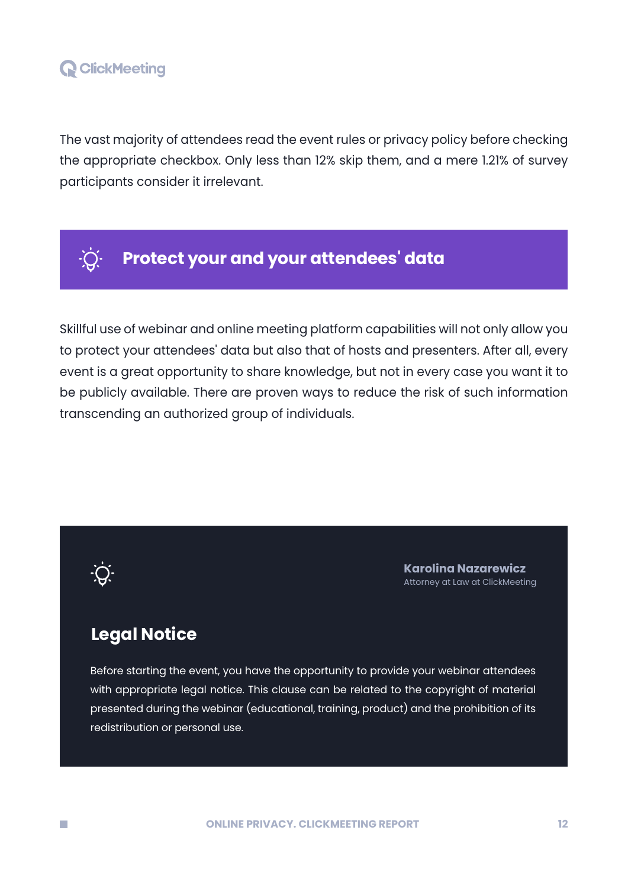The vast majority of attendees read the event rules or privacy policy before checking the appropriate checkbox. Only less than 12% skip them, and a mere 1.21% of survey participants consider it irrelevant.

## Protect your and your attendees' data

Skillful use of webinar and online meeting platform capabilities will not only allow you to protect your attendees' data but also that of hosts and presenters. After all, every event is a great opportunity to share knowledge, but not in every case you want it to be publicly available. There are proven ways to reduce the risk of such information transcending an authorized group of individuals.

**Karolina Nazarewicz**
Attorney at Law at ClickMeeting

### Legal Notice

Before starting the event, you have the opportunity to provide your webinar attendees with appropriate legal notice. This clause can be related to the copyright of material presented during the webinar (educational, training, product) and the prohibition of its redistribution or personal use.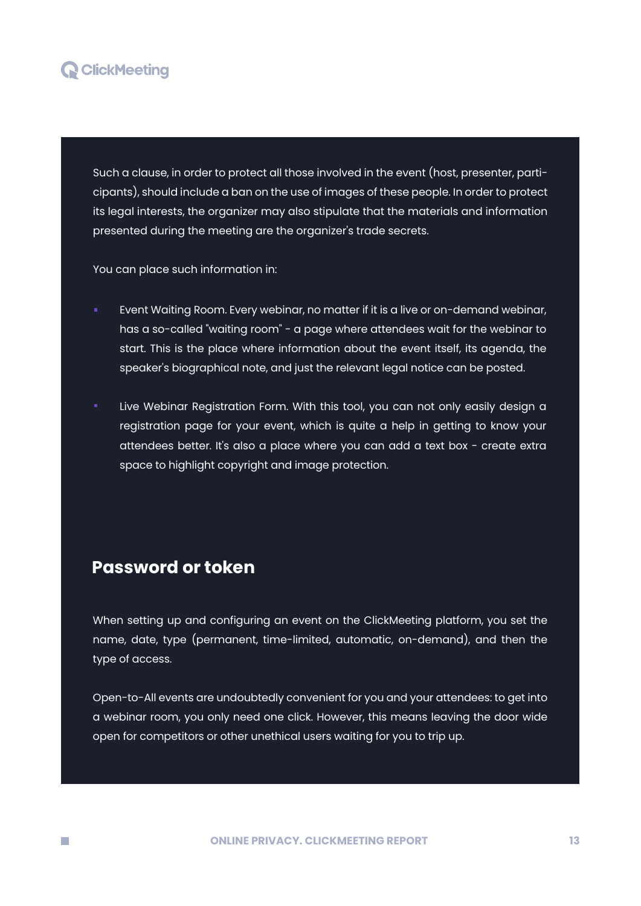Such a clause, in order to protect all those involved in the event (host, presenter, participants), should include a ban on the use of images of these people. In order to protect its legal interests, the organizer may also stipulate that the materials and information presented during the meeting are the organizer's trade secrets.

You can place such information in:

- Event Waiting Room. Every webinar, no matter if it is a live or on-demand webinar, has a so-called "waiting room" - a page where attendees wait for the webinar to start. This is the place where information about the event itself, its agenda, the speaker's biographical note, and just the relevant legal notice can be posted.

- Live Webinar Registration Form. With this tool, you can not only easily design a registration page for your event, which is quite a help in getting to know your attendees better. It's also a place where you can add a text box - create extra space to highlight copyright and image protection.

## Password or token

When setting up and configuring an event on the ClickMeeting platform, you set the name, date, type (permanent, time-limited, automatic, on-demand), and then the type of access.

Open-to-All events are undoubtedly convenient for you and your attendees: to get into a webinar room, you only need one click. However, this means leaving the door wide open for competitors or other unethical users waiting for you to trip up.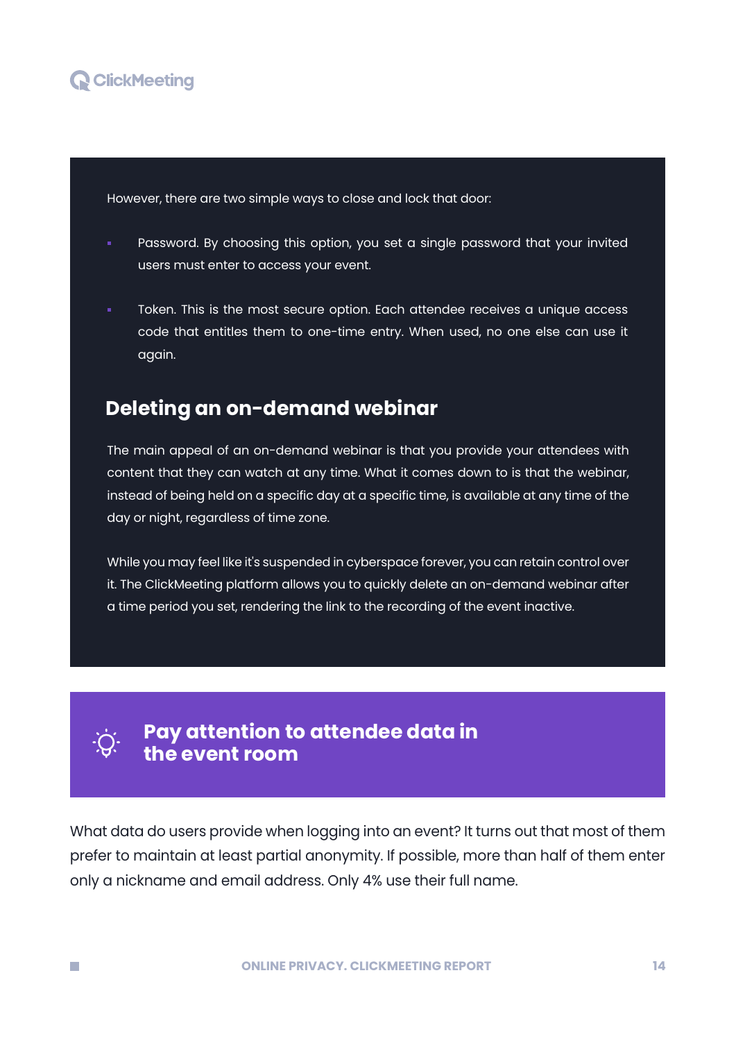However, there are two simple ways to close and lock that door:

- Password. By choosing this option, you set a single password that your invited users must enter to access your event.
- Token. This is the most secure option. Each attendee receives a unique access code that entitles them to one-time entry. When used, no one else can use it again.

## Deleting an on-demand webinar

The main appeal of an on-demand webinar is that you provide your attendees with content that they can watch at any time. What it comes down to is that the webinar, instead of being held on a specific day at a specific time, is available at any time of the day or night, regardless of time zone.

While you may feel like it's suspended in cyberspace forever, you can retain control over it. The ClickMeeting platform allows you to quickly delete an on-demand webinar after a time period you set, rendering the link to the recording of the event inactive.

## Pay attention to attendee data in the event room

What data do users provide when logging into an event? It turns out that most of them prefer to maintain at least partial anonymity. If possible, more than half of them enter only a nickname and email address. Only 4% use their full name.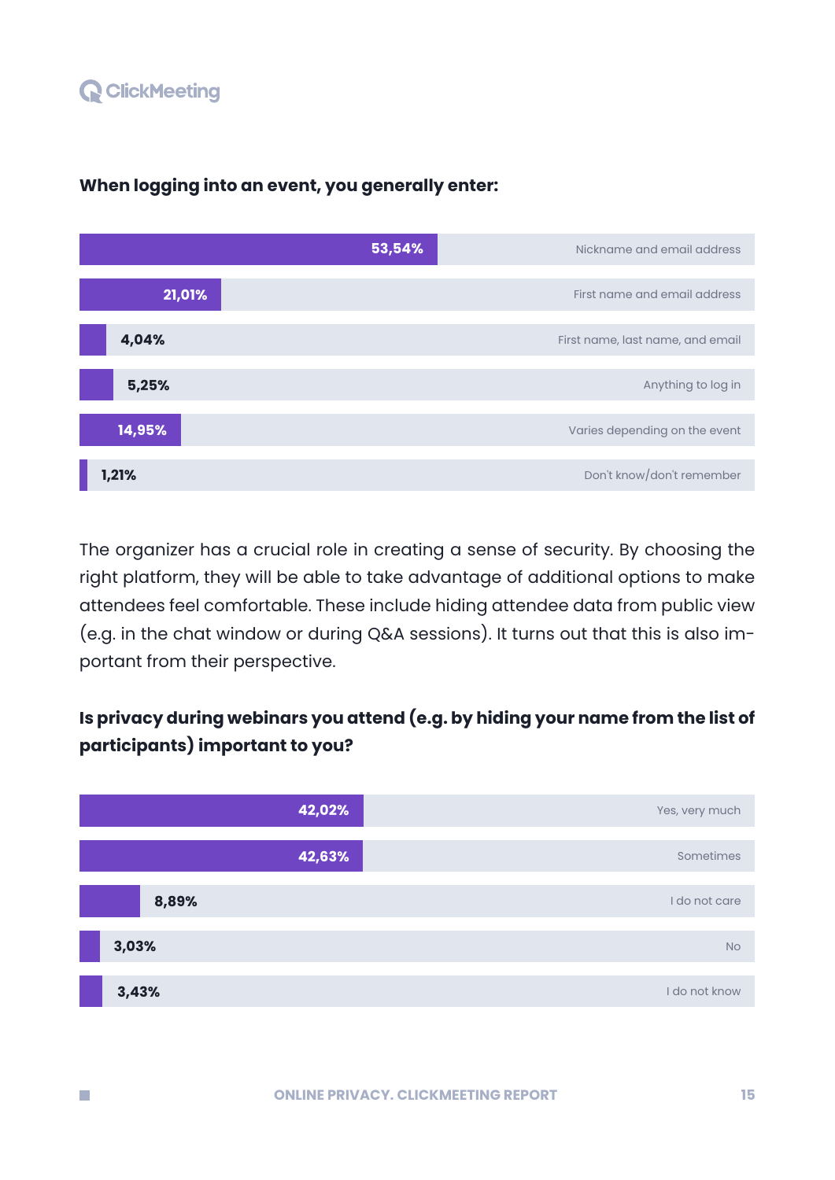**When logging into an event, you generally enter:**

| Answer | Percentage |
|---|---|
| Nickname and email address | 53,54% |
| First name and email address | 21,01% |
| First name, last name, and email | 4,04% |
| Anything to log in | 5,25% |
| Varies depending on the event | 14,95% |
| Don't know/don't remember | 1,21% |

The organizer has a crucial role in creating a sense of security. By choosing the right platform, they will be able to take advantage of additional options to make attendees feel comfortable. These include hiding attendee data from public view (e.g. in the chat window or during Q&A sessions). It turns out that this is also important from their perspective.

**Is privacy during webinars you attend (e.g. by hiding your name from the list of participants) important to you?**

| Answer | Percentage |
|---|---|
| Yes, very much | 42,02% |
| Sometimes | 42,63% |
| I do not care | 8,89% |
| No | 3,03% |
| I do not know | 3,43% |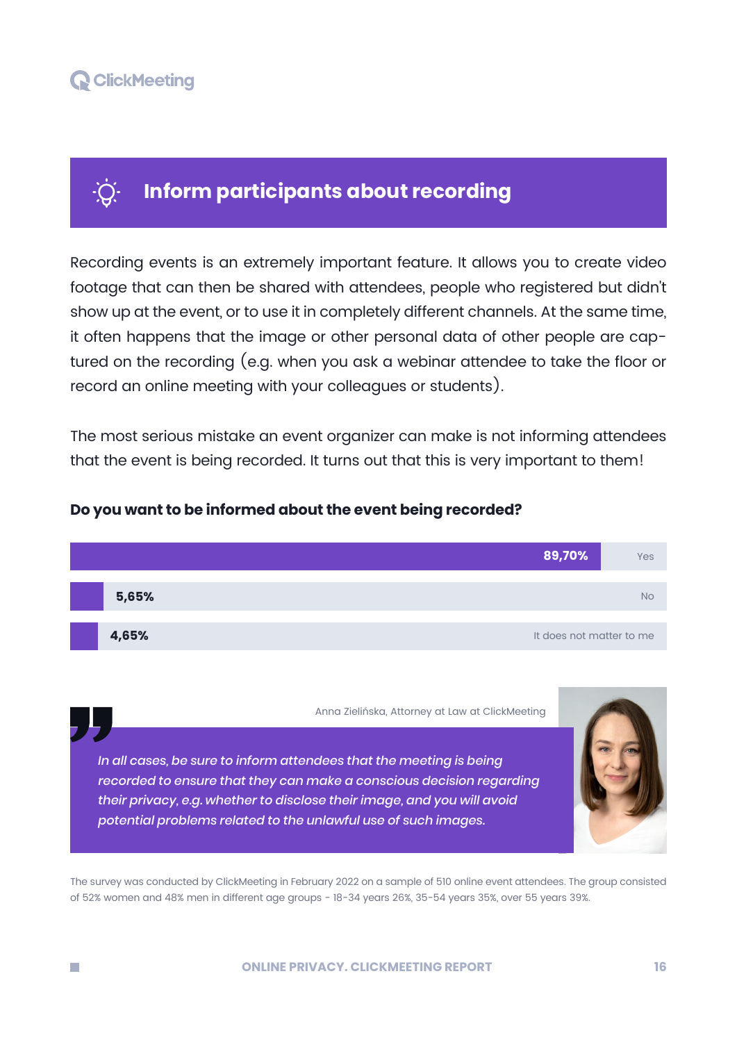## Inform participants about recording

Recording events is an extremely important feature. It allows you to create video footage that can then be shared with attendees, people who registered but didn't show up at the event, or to use it in completely different channels. At the same time, it often happens that the image or other personal data of other people are captured on the recording (e.g. when you ask a webinar attendee to take the floor or record an online meeting with your colleagues or students).

The most serious mistake an event organizer can make is not informing attendees that the event is being recorded. It turns out that this is very important to them!

**Do you want to be informed about the event being recorded?**

| Answer | Percentage |
|---|---|
| Yes | 89,70% |
| No | 5,65% |
| It does not matter to me | 4,65% |

Anna Zielińska, Attorney at Law at ClickMeeting

> *In all cases, be sure to inform attendees that the meeting is being recorded to ensure that they can make a conscious decision regarding their privacy, e.g. whether to disclose their image, and you will avoid potential problems related to the unlawful use of such images.*

The survey was conducted by ClickMeeting in February 2022 on a sample of 510 online event attendees. The group consisted of 52% women and 48% men in different age groups - 18-34 years 26%, 35-54 years 35%, over 55 years 39%.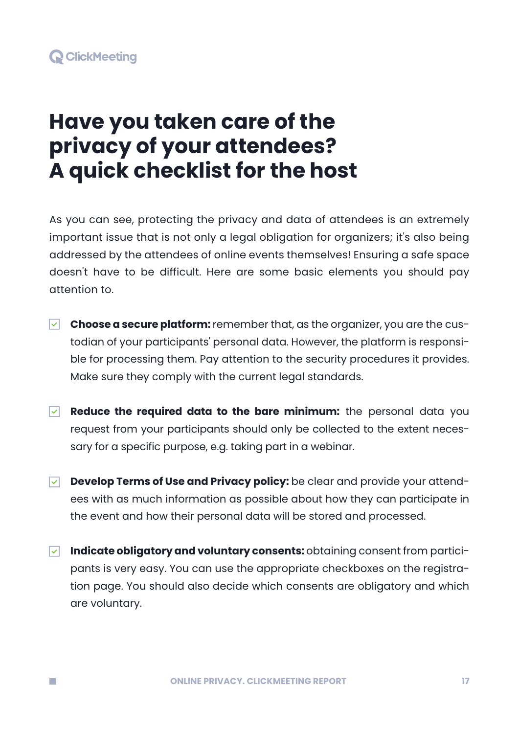# Have you taken care of the privacy of your attendees? A quick checklist for the host

As you can see, protecting the privacy and data of attendees is an extremely important issue that is not only a legal obligation for organizers; it's also being addressed by the attendees of online events themselves! Ensuring a safe space doesn't have to be difficult. Here are some basic elements you should pay attention to.

- [x] **Choose a secure platform:** remember that, as the organizer, you are the custodian of your participants' personal data. However, the platform is responsible for processing them. Pay attention to the security procedures it provides. Make sure they comply with the current legal standards.

- [x] **Reduce the required data to the bare minimum:** the personal data you request from your participants should only be collected to the extent necessary for a specific purpose, e.g. taking part in a webinar.

- [x] **Develop Terms of Use and Privacy policy:** be clear and provide your attendees with as much information as possible about how they can participate in the event and how their personal data will be stored and processed.

- [x] **Indicate obligatory and voluntary consents:** obtaining consent from participants is very easy. You can use the appropriate checkboxes on the registration page. You should also decide which consents are obligatory and which are voluntary.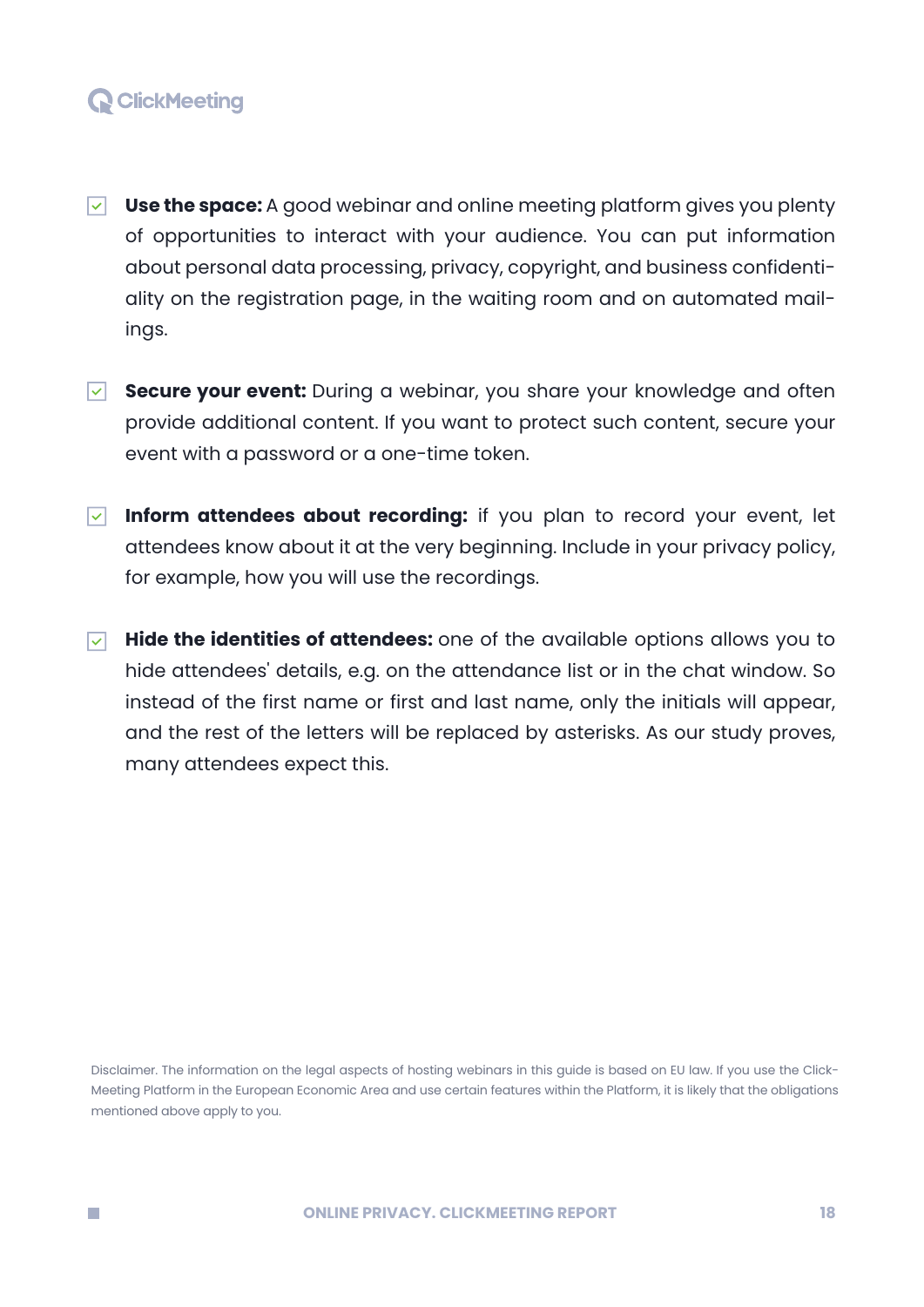- **Use the space:** A good webinar and online meeting platform gives you plenty of opportunities to interact with your audience. You can put information about personal data processing, privacy, copyright, and business confidentiality on the registration page, in the waiting room and on automated mailings.

- **Secure your event:** During a webinar, you share your knowledge and often provide additional content. If you want to protect such content, secure your event with a password or a one-time token.

- **Inform attendees about recording:** if you plan to record your event, let attendees know about it at the very beginning. Include in your privacy policy, for example, how you will use the recordings.

- **Hide the identities of attendees:** one of the available options allows you to hide attendees' details, e.g. on the attendance list or in the chat window. So instead of the first name or first and last name, only the initials will appear, and the rest of the letters will be replaced by asterisks. As our study proves, many attendees expect this.

Disclaimer. The information on the legal aspects of hosting webinars in this guide is based on EU law. If you use the ClickMeeting Platform in the European Economic Area and use certain features within the Platform, it is likely that the obligations mentioned above apply to you.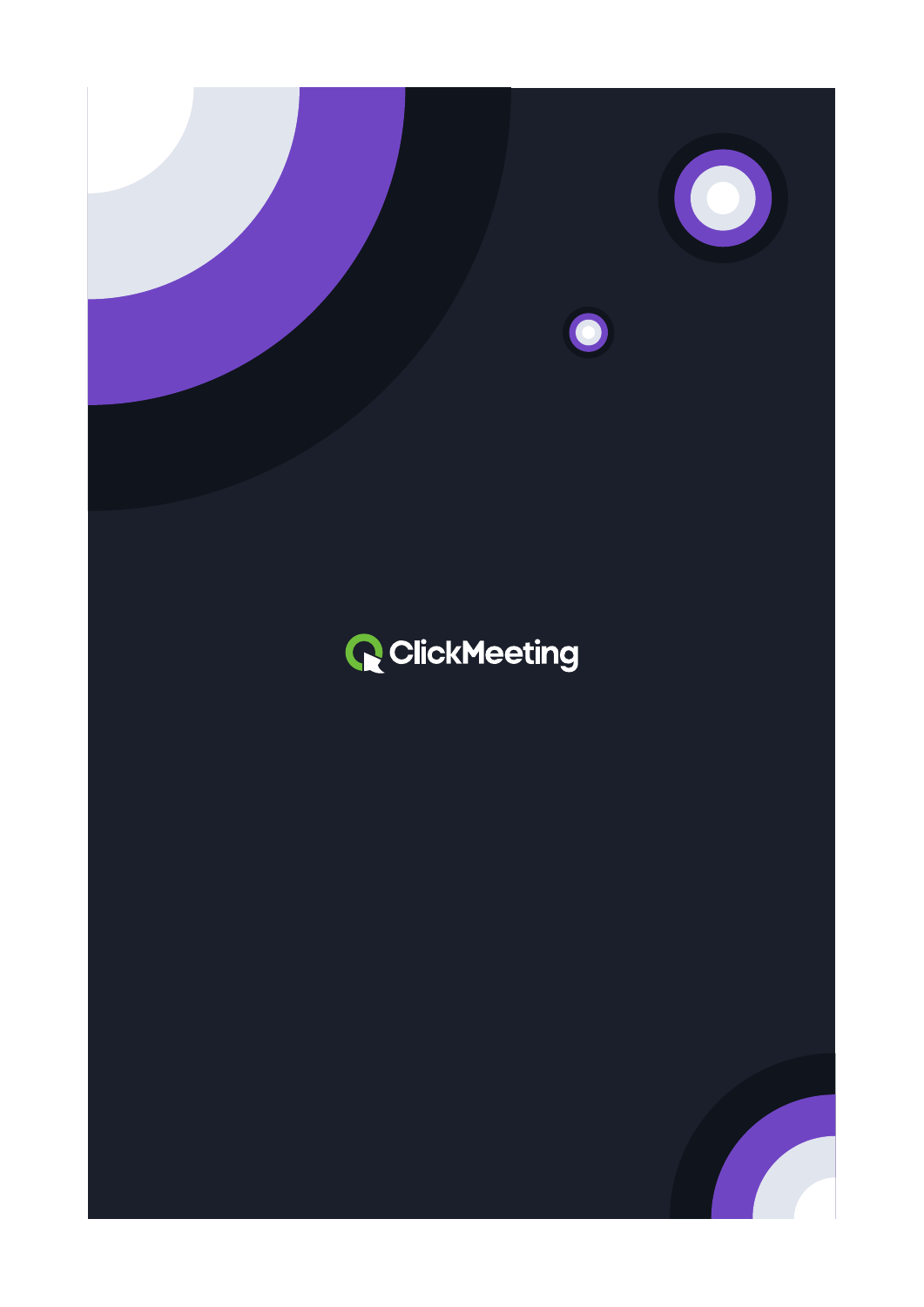ClickMeeting